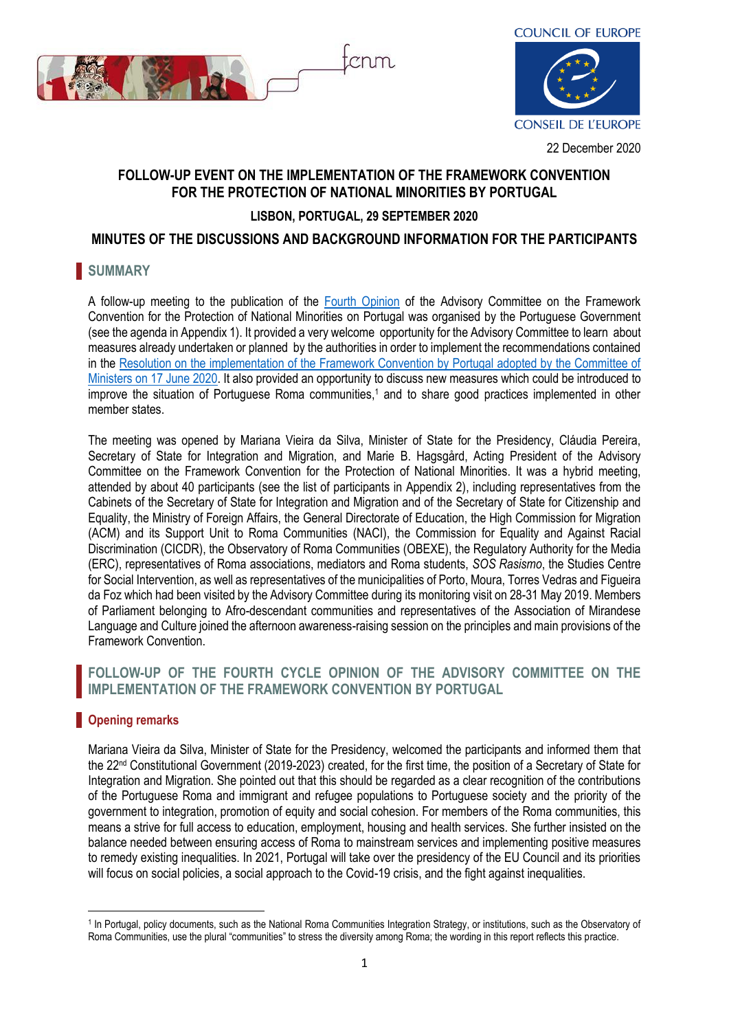22 December 2020

# FOLLOW-UP EVENT ON THE IMPLEMENTATION OF THE FRAMEWORK CONVENTION FOR THE PROTECTION OF NATIONAL MINORITIES BY PORTUGAL

### LISBON, PORTUGAL, 29 SEPTEMBER 2020

### MINUTES OF THE DISCUSSIONS AND BACKGROUND INFORMATION FOR THE PARTICIPANTS

## SUMMARY

A follow-up meeting to the publication of the Fourth Opinion of the Advisory Committee on the Framework Convention for the Protection of National Minorities on Portugal was organised by the Portuguese Government (see the agenda in Appendix 1). It provided a very welcome opportunity for the Advisory Committee to learn about measures already undertaken or planned by the authorities in order to implement the recommendations contained in the Resolution on the implementation of the Framework Convention by Portugal adopted by the Committee of Ministers on 17 June 2020. It also provided an opportunity to discuss new measures which could be introduced to improve the situation of Portuguese Roma communities,[1] and to share good practices implemented in other member states.

The meeting was opened by Mariana Vieira da Silva, Minister of State for the Presidency, Cláudia Pereira, Secretary of State for Integration and Migration, and Marie B. Hagsgård, Acting President of the Advisory Committee on the Framework Convention for the Protection of National Minorities. It was a hybrid meeting, attended by about 40 participants (see the list of participants in Appendix 2), including representatives from the Cabinets of the Secretary of State for Integration and Migration and of the Secretary of State for Citizenship and Equality, the Ministry of Foreign Affairs, the General Directorate of Education, the High Commission for Migration (ACM) and its Support Unit to Roma Communities (NACI), the Commission for Equality and Against Racial Discrimination (CICDR), the Observatory of Roma Communities (OBEXE), the Regulatory Authority for the Media (ERC), representatives of Roma associations, mediators and Roma students, *SOS Rasismo*, the Studies Centre for Social Intervention, as well as representatives of the municipalities of Porto, Moura, Torres Vedras and Figueira da Foz which had been visited by the Advisory Committee during its monitoring visit on 28-31 May 2019. Members of Parliament belonging to Afro-descendant communities and representatives of the Association of Mirandese Language and Culture joined the afternoon awareness-raising session on the principles and main provisions of the Framework Convention.

## FOLLOW-UP OF THE FOURTH CYCLE OPINION OF THE ADVISORY COMMITTEE ON THE IMPLEMENTATION OF THE FRAMEWORK CONVENTION BY PORTUGAL

### Opening remarks

Mariana Vieira da Silva, Minister of State for the Presidency, welcomed the participants and informed them that the 22nd Constitutional Government (2019-2023) created, for the first time, the position of a Secretary of State for Integration and Migration. She pointed out that this should be regarded as a clear recognition of the contributions of the Portuguese Roma and immigrant and refugee populations to Portuguese society and the priority of the government to integration, promotion of equity and social cohesion. For members of the Roma communities, this means a strive for full access to education, employment, housing and health services. She further insisted on the balance needed between ensuring access of Roma to mainstream services and implementing positive measures to remedy existing inequalities. In 2021, Portugal will take over the presidency of the EU Council and its priorities will focus on social policies, a social approach to the Covid-19 crisis, and the fight against inequalities.

[1] In Portugal, policy documents, such as the National Roma Communities Integration Strategy, or institutions, such as the Observatory of Roma Communities, use the plural "communities" to stress the diversity among Roma; the wording in this report reflects this practice.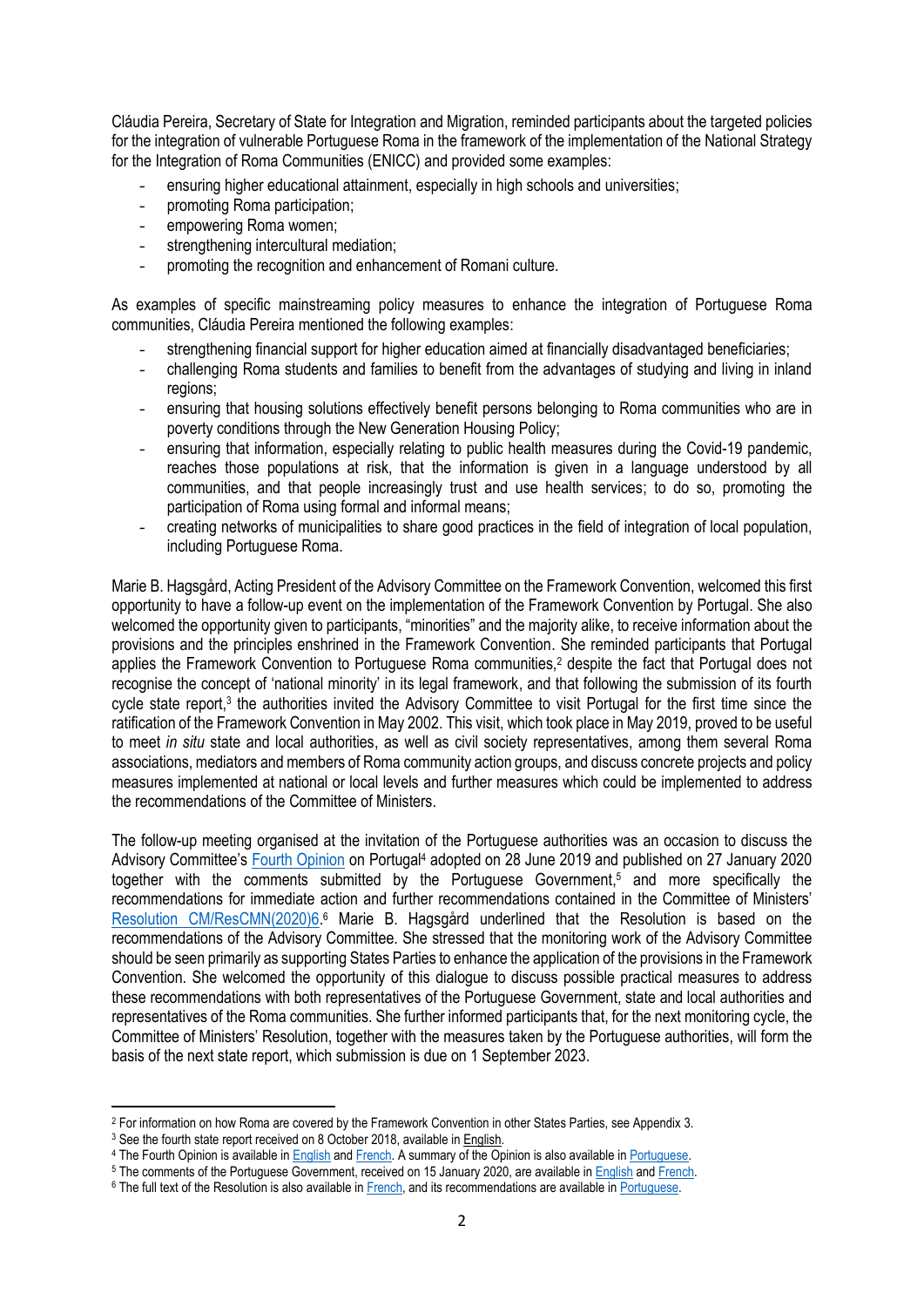Cláudia Pereira, Secretary of State for Integration and Migration, reminded participants about the targeted policies for the integration of vulnerable Portuguese Roma in the framework of the implementation of the National Strategy for the Integration of Roma Communities (ENICC) and provided some examples:

- ensuring higher educational attainment, especially in high schools and universities;
- promoting Roma participation;
- empowering Roma women;
- strengthening intercultural mediation;
- promoting the recognition and enhancement of Romani culture.

As examples of specific mainstreaming policy measures to enhance the integration of Portuguese Roma communities, Cláudia Pereira mentioned the following examples:

- strengthening financial support for higher education aimed at financially disadvantaged beneficiaries;
- challenging Roma students and families to benefit from the advantages of studying and living in inland regions;
- ensuring that housing solutions effectively benefit persons belonging to Roma communities who are in poverty conditions through the New Generation Housing Policy;
- ensuring that information, especially relating to public health measures during the Covid-19 pandemic, reaches those populations at risk, that the information is given in a language understood by all communities, and that people increasingly trust and use health services; to do so, promoting the participation of Roma using formal and informal means;
- creating networks of municipalities to share good practices in the field of integration of local population, including Portuguese Roma.

Marie B. Hagsgård, Acting President of the Advisory Committee on the Framework Convention, welcomed this first opportunity to have a follow-up event on the implementation of the Framework Convention by Portugal. She also welcomed the opportunity given to participants, "minorities" and the majority alike, to receive information about the provisions and the principles enshrined in the Framework Convention. She reminded participants that Portugal applies the Framework Convention to Portuguese Roma communities,[2] despite the fact that Portugal does not recognise the concept of 'national minority' in its legal framework, and that following the submission of its fourth cycle state report,[3] the authorities invited the Advisory Committee to visit Portugal for the first time since the ratification of the Framework Convention in May 2002. This visit, which took place in May 2019, proved to be useful to meet *in situ* state and local authorities, as well as civil society representatives, among them several Roma associations, mediators and members of Roma community action groups, and discuss concrete projects and policy measures implemented at national or local levels and further measures which could be implemented to address the recommendations of the Committee of Ministers.

The follow-up meeting organised at the invitation of the Portuguese authorities was an occasion to discuss the Advisory Committee's Fourth Opinion on Portugal[4] adopted on 28 June 2019 and published on 27 January 2020 together with the comments submitted by the Portuguese Government,[5] and more specifically the recommendations for immediate action and further recommendations contained in the Committee of Ministers' Resolution CM/ResCMN(2020)6.[6] Marie B. Hagsgård underlined that the Resolution is based on the recommendations of the Advisory Committee. She stressed that the monitoring work of the Advisory Committee should be seen primarily as supporting States Parties to enhance the application of the provisions in the Framework Convention. She welcomed the opportunity of this dialogue to discuss possible practical measures to address these recommendations with both representatives of the Portuguese Government, state and local authorities and representatives of the Roma communities. She further informed participants that, for the next monitoring cycle, the Committee of Ministers' Resolution, together with the measures taken by the Portuguese authorities, will form the basis of the next state report, which submission is due on 1 September 2023.

---

[2] For information on how Roma are covered by the Framework Convention in other States Parties, see Appendix 3.

[3] See the fourth state report received on 8 October 2018, available in English.

[4] The Fourth Opinion is available in English and French. A summary of the Opinion is also available in Portuguese.

[5] The comments of the Portuguese Government, received on 15 January 2020, are available in English and French.

[6] The full text of the Resolution is also available in French, and its recommendations are available in Portuguese.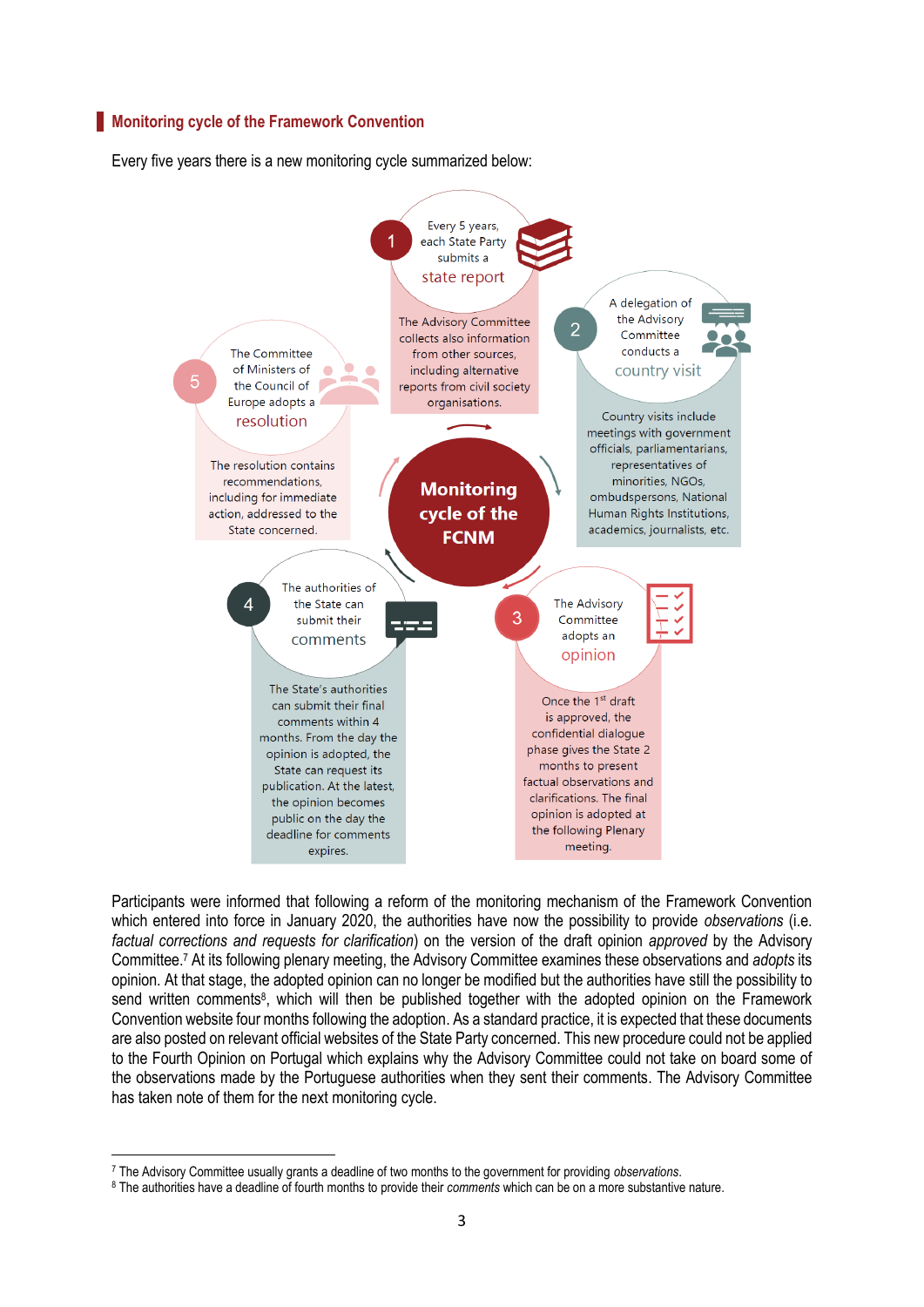## Monitoring cycle of the Framework Convention

Every five years there is a new monitoring cycle summarized below:

**Monitoring cycle of the FCNM**

1. Every 5 years, each State Party submits a **state report**

   The Advisory Committee collects also information from other sources, including alternative reports from civil society organisations.

2. A delegation of the Advisory Committee conducts a **country visit**

   Country visits include meetings with government officials, parliamentarians, representatives of minorities, NGOs, ombudspersons, National Human Rights Institutions, academics, journalists, etc.

3. The Advisory Committee adopts an **opinion**

   Once the 1st draft is approved, the confidential dialogue phase gives the State 2 months to present factual observations and clarifications. The final opinion is adopted at the following Plenary meeting.

4. The authorities of the State can submit their **comments**

   The State's authorities can submit their final comments within 4 months. From the day the opinion is adopted, the State can request its publication. At the latest, the opinion becomes public on the day the deadline for comments expires.

5. The Committee of Ministers of the Council of Europe adopts a **resolution**

   The resolution contains recommendations, including for immediate action, addressed to the State concerned.

Participants were informed that following a reform of the monitoring mechanism of the Framework Convention which entered into force in January 2020, the authorities have now the possibility to provide *observations* (i.e. *factual corrections and requests for clarification*) on the version of the draft opinion *approved* by the Advisory Committee.[7] At its following plenary meeting, the Advisory Committee examines these observations and *adopts* its opinion. At that stage, the adopted opinion can no longer be modified but the authorities have still the possibility to send written comments[8], which will then be published together with the adopted opinion on the Framework Convention website four months following the adoption. As a standard practice, it is expected that these documents are also posted on relevant official websites of the State Party concerned. This new procedure could not be applied to the Fourth Opinion on Portugal which explains why the Advisory Committee could not take on board some of the observations made by the Portuguese authorities when they sent their comments. The Advisory Committee has taken note of them for the next monitoring cycle.

---

[7] The Advisory Committee usually grants a deadline of two months to the government for providing *observations*.
[8] The authorities have a deadline of fourth months to provide their *comments* which can be on a more substantive nature.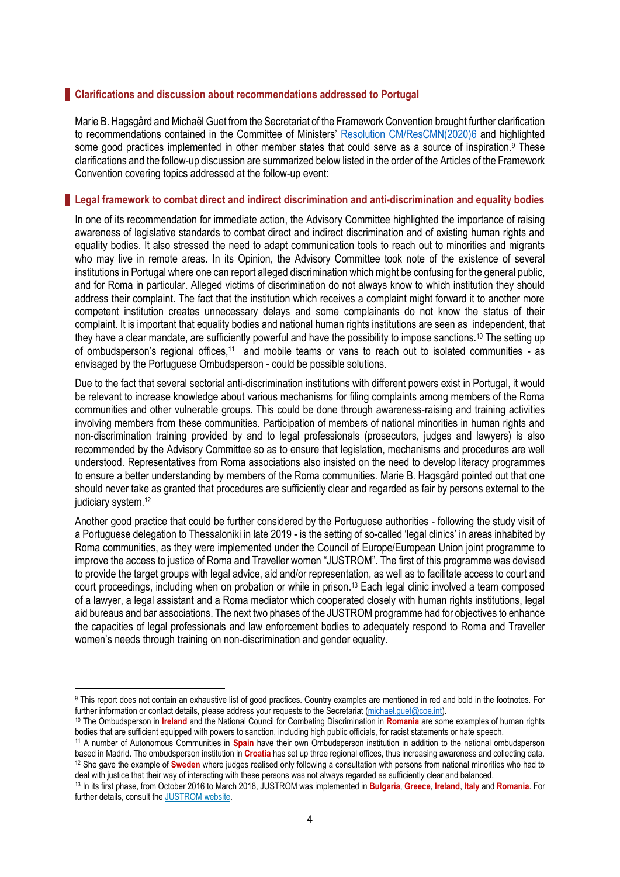## Clarifications and discussion about recommendations addressed to Portugal

Marie B. Hagsgård and Michaël Guet from the Secretariat of the Framework Convention brought further clarification to recommendations contained in the Committee of Ministers' Resolution CM/ResCMN(2020)6 and highlighted some good practices implemented in other member states that could serve as a source of inspiration.[9] These clarifications and the follow-up discussion are summarized below listed in the order of the Articles of the Framework Convention covering topics addressed at the follow-up event:

## Legal framework to combat direct and indirect discrimination and anti-discrimination and equality bodies

In one of its recommendation for immediate action, the Advisory Committee highlighted the importance of raising awareness of legislative standards to combat direct and indirect discrimination and of existing human rights and equality bodies. It also stressed the need to adapt communication tools to reach out to minorities and migrants who may live in remote areas. In its Opinion, the Advisory Committee took note of the existence of several institutions in Portugal where one can report alleged discrimination which might be confusing for the general public, and for Roma in particular. Alleged victims of discrimination do not always know to which institution they should address their complaint. The fact that the institution which receives a complaint might forward it to another more competent institution creates unnecessary delays and some complainants do not know the status of their complaint. It is important that equality bodies and national human rights institutions are seen as independent, that they have a clear mandate, are sufficiently powerful and have the possibility to impose sanctions.[10] The setting up of ombudsperson's regional offices,[11] and mobile teams or vans to reach out to isolated communities - as envisaged by the Portuguese Ombudsperson - could be possible solutions.

Due to the fact that several sectorial anti-discrimination institutions with different powers exist in Portugal, it would be relevant to increase knowledge about various mechanisms for filing complaints among members of the Roma communities and other vulnerable groups. This could be done through awareness-raising and training activities involving members from these communities. Participation of members of national minorities in human rights and non-discrimination training provided by and to legal professionals (prosecutors, judges and lawyers) is also recommended by the Advisory Committee so as to ensure that legislation, mechanisms and procedures are well understood. Representatives from Roma associations also insisted on the need to develop literacy programmes to ensure a better understanding by members of the Roma communities. Marie B. Hagsgård pointed out that one should never take as granted that procedures are sufficiently clear and regarded as fair by persons external to the judiciary system.[12]

Another good practice that could be further considered by the Portuguese authorities - following the study visit of a Portuguese delegation to Thessaloniki in late 2019 - is the setting of so-called 'legal clinics' in areas inhabited by Roma communities, as they were implemented under the Council of Europe/European Union joint programme to improve the access to justice of Roma and Traveller women "JUSTROM". The first of this programme was devised to provide the target groups with legal advice, aid and/or representation, as well as to facilitate access to court and court proceedings, including when on probation or while in prison.[13] Each legal clinic involved a team composed of a lawyer, a legal assistant and a Roma mediator which cooperated closely with human rights institutions, legal aid bureaus and bar associations. The next two phases of the JUSTROM programme had for objectives to enhance the capacities of legal professionals and law enforcement bodies to adequately respond to Roma and Traveller women's needs through training on non-discrimination and gender equality.

---

[9] This report does not contain an exhaustive list of good practices. Country examples are mentioned in red and bold in the footnotes. For further information or contact details, please address your requests to the Secretariat (michael.guet@coe.int).

[10] The Ombudsperson in **Ireland** and the National Council for Combating Discrimination in **Romania** are some examples of human rights bodies that are sufficient equipped with powers to sanction, including high public officials, for racist statements or hate speech.

[11] A number of Autonomous Communities in **Spain** have their own Ombudsperson institution in addition to the national ombudsperson based in Madrid. The ombudsperson institution in **Croatia** has set up three regional offices, thus increasing awareness and collecting data.

[12] She gave the example of **Sweden** where judges realised only following a consultation with persons from national minorities who had to deal with justice that their way of interacting with these persons was not always regarded as sufficiently clear and balanced.

[13] In its first phase, from October 2016 to March 2018, JUSTROM was implemented in **Bulgaria**, **Greece**, **Ireland**, **Italy** and **Romania**. For further details, consult the JUSTROM website.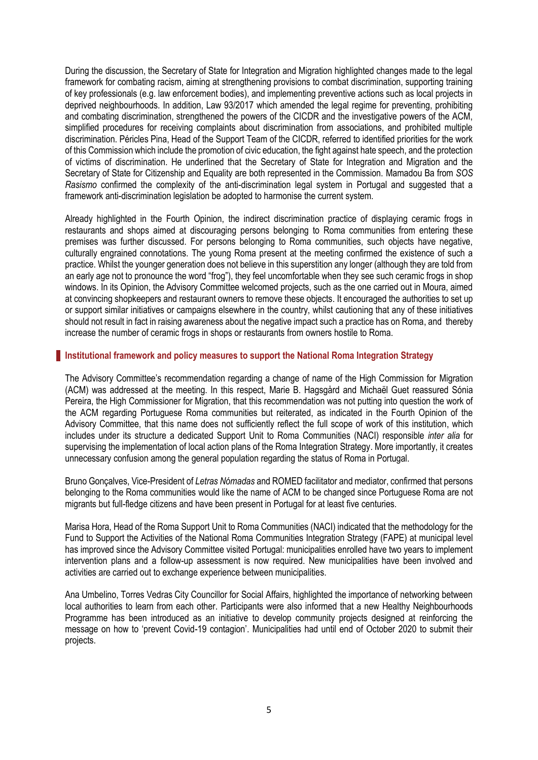During the discussion, the Secretary of State for Integration and Migration highlighted changes made to the legal framework for combating racism, aiming at strengthening provisions to combat discrimination, supporting training of key professionals (e.g. law enforcement bodies), and implementing preventive actions such as local projects in deprived neighbourhoods. In addition, Law 93/2017 which amended the legal regime for preventing, prohibiting and combating discrimination, strengthened the powers of the CICDR and the investigative powers of the ACM, simplified procedures for receiving complaints about discrimination from associations, and prohibited multiple discrimination. Péricles Pina, Head of the Support Team of the CICDR, referred to identified priorities for the work of this Commission which include the promotion of civic education, the fight against hate speech, and the protection of victims of discrimination. He underlined that the Secretary of State for Integration and Migration and the Secretary of State for Citizenship and Equality are both represented in the Commission. Mamadou Ba from *SOS Rasismo* confirmed the complexity of the anti-discrimination legal system in Portugal and suggested that a framework anti-discrimination legislation be adopted to harmonise the current system.

Already highlighted in the Fourth Opinion, the indirect discrimination practice of displaying ceramic frogs in restaurants and shops aimed at discouraging persons belonging to Roma communities from entering these premises was further discussed. For persons belonging to Roma communities, such objects have negative, culturally engrained connotations. The young Roma present at the meeting confirmed the existence of such a practice. Whilst the younger generation does not believe in this superstition any longer (although they are told from an early age not to pronounce the word "frog"), they feel uncomfortable when they see such ceramic frogs in shop windows. In its Opinion, the Advisory Committee welcomed projects, such as the one carried out in Moura, aimed at convincing shopkeepers and restaurant owners to remove these objects. It encouraged the authorities to set up or support similar initiatives or campaigns elsewhere in the country, whilst cautioning that any of these initiatives should not result in fact in raising awareness about the negative impact such a practice has on Roma, and thereby increase the number of ceramic frogs in shops or restaurants from owners hostile to Roma.

## Institutional framework and policy measures to support the National Roma Integration Strategy

The Advisory Committee's recommendation regarding a change of name of the High Commission for Migration (ACM) was addressed at the meeting. In this respect, Marie B. Hagsgård and Michaël Guet reassured Sónia Pereira, the High Commissioner for Migration, that this recommendation was not putting into question the work of the ACM regarding Portuguese Roma communities but reiterated, as indicated in the Fourth Opinion of the Advisory Committee, that this name does not sufficiently reflect the full scope of work of this institution, which includes under its structure a dedicated Support Unit to Roma Communities (NACI) responsible *inter alia* for supervising the implementation of local action plans of the Roma Integration Strategy. More importantly, it creates unnecessary confusion among the general population regarding the status of Roma in Portugal.

Bruno Gonçalves, Vice-President of *Letras Nómadas* and ROMED facilitator and mediator, confirmed that persons belonging to the Roma communities would like the name of ACM to be changed since Portuguese Roma are not migrants but full-fledge citizens and have been present in Portugal for at least five centuries.

Marisa Hora, Head of the Roma Support Unit to Roma Communities (NACI) indicated that the methodology for the Fund to Support the Activities of the National Roma Communities Integration Strategy (FAPE) at municipal level has improved since the Advisory Committee visited Portugal: municipalities enrolled have two years to implement intervention plans and a follow-up assessment is now required. New municipalities have been involved and activities are carried out to exchange experience between municipalities.

Ana Umbelino, Torres Vedras City Councillor for Social Affairs, highlighted the importance of networking between local authorities to learn from each other. Participants were also informed that a new Healthy Neighbourhoods Programme has been introduced as an initiative to develop community projects designed at reinforcing the message on how to 'prevent Covid-19 contagion'. Municipalities had until end of October 2020 to submit their projects.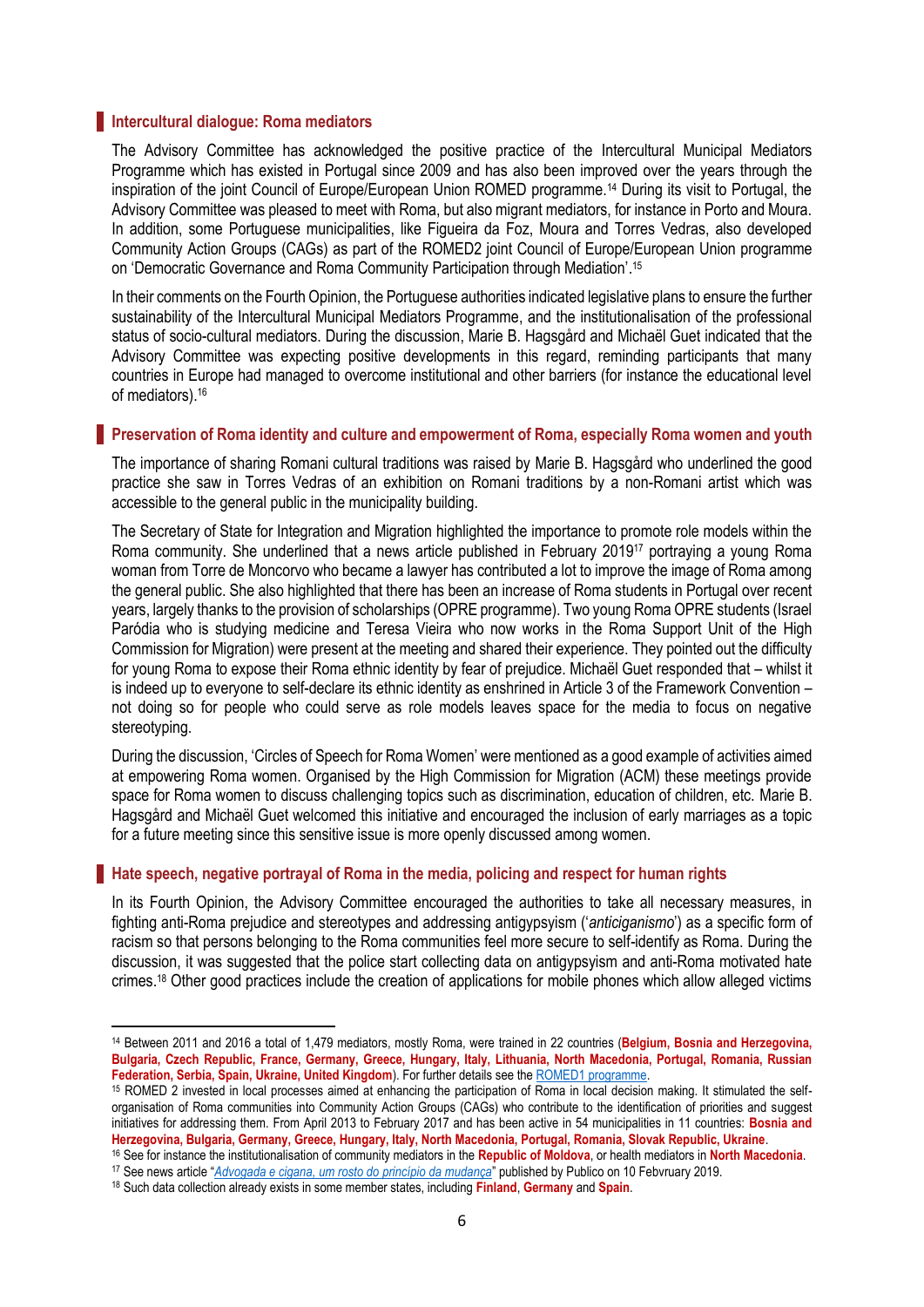## Intercultural dialogue: Roma mediators

The Advisory Committee has acknowledged the positive practice of the Intercultural Municipal Mediators Programme which has existed in Portugal since 2009 and has also been improved over the years through the inspiration of the joint Council of Europe/European Union ROMED programme.[14] During its visit to Portugal, the Advisory Committee was pleased to meet with Roma, but also migrant mediators, for instance in Porto and Moura. In addition, some Portuguese municipalities, like Figueira da Foz, Moura and Torres Vedras, also developed Community Action Groups (CAGs) as part of the ROMED2 joint Council of Europe/European Union programme on 'Democratic Governance and Roma Community Participation through Mediation'.[15]

In their comments on the Fourth Opinion, the Portuguese authorities indicated legislative plans to ensure the further sustainability of the Intercultural Municipal Mediators Programme, and the institutionalisation of the professional status of socio-cultural mediators. During the discussion, Marie B. Hagsgård and Michaël Guet indicated that the Advisory Committee was expecting positive developments in this regard, reminding participants that many countries in Europe had managed to overcome institutional and other barriers (for instance the educational level of mediators).[16]

## Preservation of Roma identity and culture and empowerment of Roma, especially Roma women and youth

The importance of sharing Romani cultural traditions was raised by Marie B. Hagsgård who underlined the good practice she saw in Torres Vedras of an exhibition on Romani traditions by a non-Romani artist which was accessible to the general public in the municipality building.

The Secretary of State for Integration and Migration highlighted the importance to promote role models within the Roma community. She underlined that a news article published in February 2019[17] portraying a young Roma woman from Torre de Moncorvo who became a lawyer has contributed a lot to improve the image of Roma among the general public. She also highlighted that there has been an increase of Roma students in Portugal over recent years, largely thanks to the provision of scholarships (OPRE programme). Two young Roma OPRE students (Israel Paródia who is studying medicine and Teresa Vieira who now works in the Roma Support Unit of the High Commission for Migration) were present at the meeting and shared their experience. They pointed out the difficulty for young Roma to expose their Roma ethnic identity by fear of prejudice. Michaël Guet responded that – whilst it is indeed up to everyone to self-declare its ethnic identity as enshrined in Article 3 of the Framework Convention – not doing so for people who could serve as role models leaves space for the media to focus on negative stereotyping.

During the discussion, 'Circles of Speech for Roma Women' were mentioned as a good example of activities aimed at empowering Roma women. Organised by the High Commission for Migration (ACM) these meetings provide space for Roma women to discuss challenging topics such as discrimination, education of children, etc. Marie B. Hagsgård and Michaël Guet welcomed this initiative and encouraged the inclusion of early marriages as a topic for a future meeting since this sensitive issue is more openly discussed among women.

## Hate speech, negative portrayal of Roma in the media, policing and respect for human rights

In its Fourth Opinion, the Advisory Committee encouraged the authorities to take all necessary measures, in fighting anti-Roma prejudice and stereotypes and addressing antigypsyism ('*anticiganismo*') as a specific form of racism so that persons belonging to the Roma communities feel more secure to self-identify as Roma. During the discussion, it was suggested that the police start collecting data on antigypsyism and anti-Roma motivated hate crimes.[18] Other good practices include the creation of applications for mobile phones which allow alleged victims

---

[14] Between 2011 and 2016 a total of 1,479 mediators, mostly Roma, were trained in 22 countries (**Belgium, Bosnia and Herzegovina, Bulgaria, Czech Republic, France, Germany, Greece, Hungary, Italy, Lithuania, North Macedonia, Portugal, Romania, Russian Federation, Serbia, Spain, Ukraine, United Kingdom**). For further details see the ROMED1 programme.

[15] ROMED 2 invested in local processes aimed at enhancing the participation of Roma in local decision making. It stimulated the self-organisation of Roma communities into Community Action Groups (CAGs) who contribute to the identification of priorities and suggest initiatives for addressing them. From April 2013 to February 2017 and has been active in 54 municipalities in 11 countries: **Bosnia and Herzegovina, Bulgaria, Germany, Greece, Hungary, Italy, North Macedonia, Portugal, Romania, Slovak Republic, Ukraine**.

[16] See for instance the institutionalisation of community mediators in the **Republic of Moldova**, or health mediators in **North Macedonia**.

[17] See news article "*Advogada e cigana, um rosto do princípio da mudança*" published by Publico on 10 Febvruary 2019.

[18] Such data collection already exists in some member states, including **Finland**, **Germany** and **Spain**.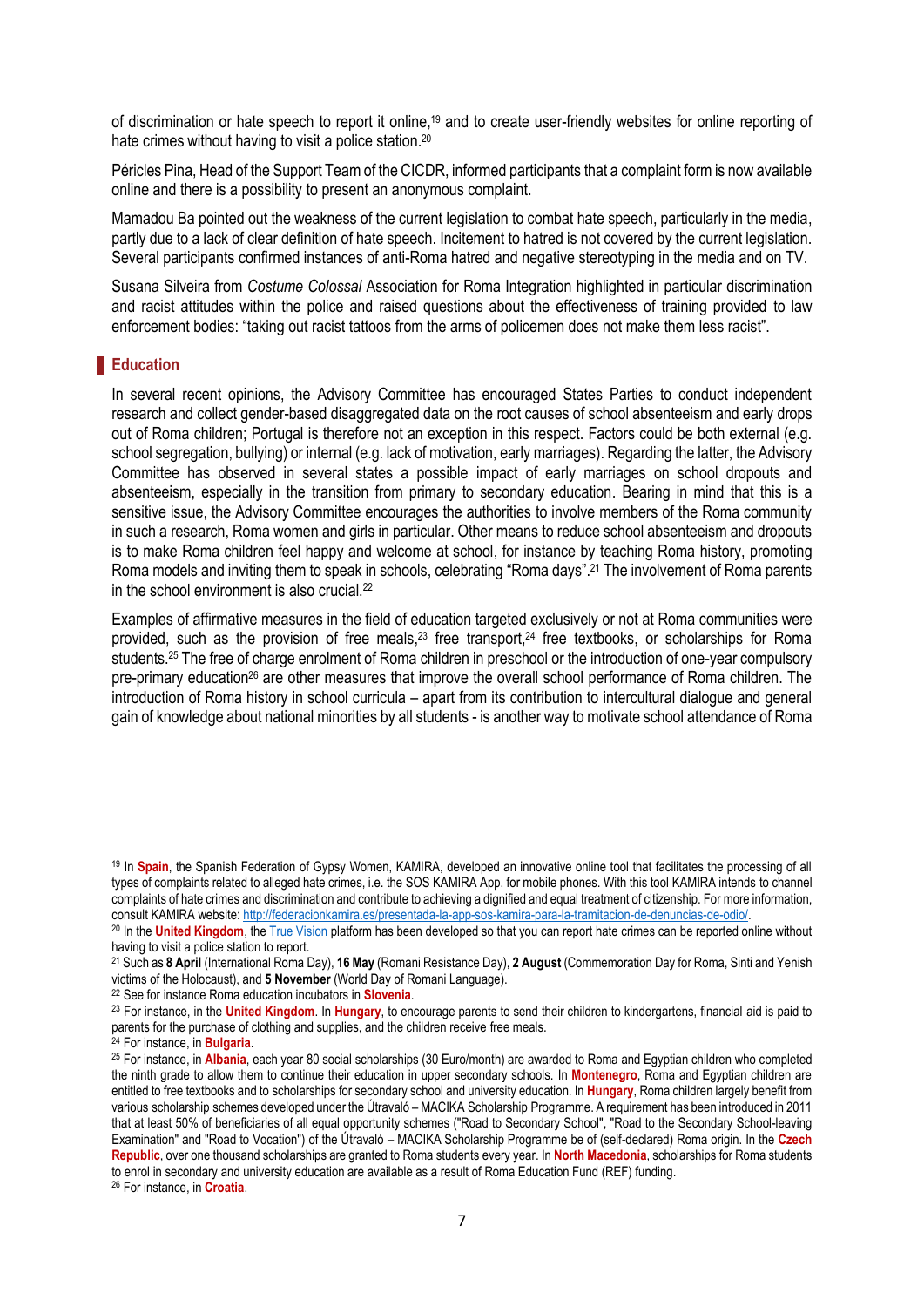of discrimination or hate speech to report it online,[19] and to create user-friendly websites for online reporting of hate crimes without having to visit a police station.[20]

Péricles Pina, Head of the Support Team of the CICDR, informed participants that a complaint form is now available online and there is a possibility to present an anonymous complaint.

Mamadou Ba pointed out the weakness of the current legislation to combat hate speech, particularly in the media, partly due to a lack of clear definition of hate speech. Incitement to hatred is not covered by the current legislation. Several participants confirmed instances of anti-Roma hatred and negative stereotyping in the media and on TV.

Susana Silveira from *Costume Colossal* Association for Roma Integration highlighted in particular discrimination and racist attitudes within the police and raised questions about the effectiveness of training provided to law enforcement bodies: "taking out racist tattoos from the arms of policemen does not make them less racist".

## Education

In several recent opinions, the Advisory Committee has encouraged States Parties to conduct independent research and collect gender-based disaggregated data on the root causes of school absenteeism and early drops out of Roma children; Portugal is therefore not an exception in this respect. Factors could be both external (e.g. school segregation, bullying) or internal (e.g. lack of motivation, early marriages). Regarding the latter, the Advisory Committee has observed in several states a possible impact of early marriages on school dropouts and absenteeism, especially in the transition from primary to secondary education. Bearing in mind that this is a sensitive issue, the Advisory Committee encourages the authorities to involve members of the Roma community in such a research, Roma women and girls in particular. Other means to reduce school absenteeism and dropouts is to make Roma children feel happy and welcome at school, for instance by teaching Roma history, promoting Roma models and inviting them to speak in schools, celebrating "Roma days".[21] The involvement of Roma parents in the school environment is also crucial.[22]

Examples of affirmative measures in the field of education targeted exclusively or not at Roma communities were provided, such as the provision of free meals,[23] free transport,[24] free textbooks, or scholarships for Roma students.[25] The free of charge enrolment of Roma children in preschool or the introduction of one-year compulsory pre-primary education[26] are other measures that improve the overall school performance of Roma children. The introduction of Roma history in school curricula – apart from its contribution to intercultural dialogue and general gain of knowledge about national minorities by all students - is another way to motivate school attendance of Roma

---

[19] In **Spain**, the Spanish Federation of Gypsy Women, KAMIRA, developed an innovative online tool that facilitates the processing of all types of complaints related to alleged hate crimes, i.e. the SOS KAMIRA App. for mobile phones. With this tool KAMIRA intends to channel complaints of hate crimes and discrimination and contribute to achieving a dignified and equal treatment of citizenship. For more information, consult KAMIRA website: http://federacionkamira.es/presentada-la-app-sos-kamira-para-la-tramitacion-de-denuncias-de-odio/.

[20] In the **United Kingdom**, the True Vision platform has been developed so that you can report hate crimes can be reported online without having to visit a police station to report.

[21] Such as **8 April** (International Roma Day), **16 May** (Romani Resistance Day), **2 August** (Commemoration Day for Roma, Sinti and Yenish victims of the Holocaust), and **5 November** (World Day of Romani Language).

[22] See for instance Roma education incubators in **Slovenia**.

[23] For instance, in the **United Kingdom**. In **Hungary**, to encourage parents to send their children to kindergartens, financial aid is paid to parents for the purchase of clothing and supplies, and the children receive free meals.

[24] For instance, in **Bulgaria**.

[25] For instance, in **Albania**, each year 80 social scholarships (30 Euro/month) are awarded to Roma and Egyptian children who completed the ninth grade to allow them to continue their education in upper secondary schools. In **Montenegro**, Roma and Egyptian children are entitled to free textbooks and to scholarships for secondary school and university education. In **Hungary**, Roma children largely benefit from various scholarship schemes developed under the Útravaló – MACIKA Scholarship Programme. A requirement has been introduced in 2011 that at least 50% of beneficiaries of all equal opportunity schemes ("Road to Secondary School", "Road to the Secondary School-leaving Examination" and "Road to Vocation") of the Útravaló – MACIKA Scholarship Programme be of (self-declared) Roma origin. In the **Czech Republic**, over one thousand scholarships are granted to Roma students every year. In **North Macedonia**, scholarships for Roma students to enrol in secondary and university education are available as a result of Roma Education Fund (REF) funding.

[26] For instance, in **Croatia**.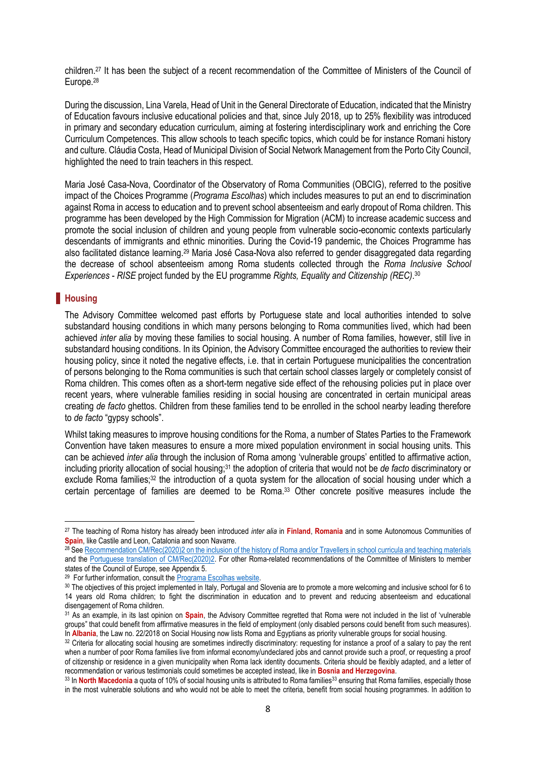children.[27] It has been the subject of a recent recommendation of the Committee of Ministers of the Council of Europe.[28]

During the discussion, Lina Varela, Head of Unit in the General Directorate of Education, indicated that the Ministry of Education favours inclusive educational policies and that, since July 2018, up to 25% flexibility was introduced in primary and secondary education curriculum, aiming at fostering interdisciplinary work and enriching the Core Curriculum Competences. This allow schools to teach specific topics, which could be for instance Romani history and culture. Cláudia Costa, Head of Municipal Division of Social Network Management from the Porto City Council, highlighted the need to train teachers in this respect.

Maria José Casa-Nova, Coordinator of the Observatory of Roma Communities (OBCIG), referred to the positive impact of the Choices Programme (*Programa Escolhas*) which includes measures to put an end to discrimination against Roma in access to education and to prevent school absenteeism and early dropout of Roma children. This programme has been developed by the High Commission for Migration (ACM) to increase academic success and promote the social inclusion of children and young people from vulnerable socio-economic contexts particularly descendants of immigrants and ethnic minorities. During the Covid-19 pandemic, the Choices Programme has also facilitated distance learning.[29] Maria José Casa-Nova also referred to gender disaggregated data regarding the decrease of school absenteeism among Roma students collected through the *Roma Inclusive School Experiences - RISE* project funded by the EU programme *Rights, Equality and Citizenship (REC)*.[30]

## Housing

The Advisory Committee welcomed past efforts by Portuguese state and local authorities intended to solve substandard housing conditions in which many persons belonging to Roma communities lived, which had been achieved *inter alia* by moving these families to social housing. A number of Roma families, however, still live in substandard housing conditions. In its Opinion, the Advisory Committee encouraged the authorities to review their housing policy, since it noted the negative effects, i.e. that in certain Portuguese municipalities the concentration of persons belonging to the Roma communities is such that certain school classes largely or completely consist of Roma children. This comes often as a short-term negative side effect of the rehousing policies put in place over recent years, where vulnerable families residing in social housing are concentrated in certain municipal areas creating *de facto* ghettos. Children from these families tend to be enrolled in the school nearby leading therefore to *de facto* "gypsy schools".

Whilst taking measures to improve housing conditions for the Roma, a number of States Parties to the Framework Convention have taken measures to ensure a more mixed population environment in social housing units. This can be achieved *inter alia* through the inclusion of Roma among 'vulnerable groups' entitled to affirmative action, including priority allocation of social housing;[31] the adoption of criteria that would not be *de facto* discriminatory or exclude Roma families;[32] the introduction of a quota system for the allocation of social housing under which a certain percentage of families are deemed to be Roma.[33] Other concrete positive measures include the

---

[27] The teaching of Roma history has already been introduced *inter alia* in **Finland**, **Romania** and in some Autonomous Communities of **Spain**, like Castile and Leon, Catalonia and soon Navarre.

[28] See Recommendation CM/Rec(2020)2 on the inclusion of the history of Roma and/or Travellers in school curricula and teaching materials and the Portuguese translation of CM/Rec(2020)2. For other Roma-related recommendations of the Committee of Ministers to member states of the Council of Europe, see Appendix 5.

[29] For further information, consult the Programa Escolhas website.

[30] The objectives of this project implemented in Italy, Portugal and Slovenia are to promote a more welcoming and inclusive school for 6 to 14 years old Roma children; to fight the discrimination in education and to prevent and reducing absenteeism and educational disengagement of Roma children.

[31] As an example, in its last opinion on **Spain**, the Advisory Committee regretted that Roma were not included in the list of 'vulnerable groups" that could benefit from affirmative measures in the field of employment (only disabled persons could benefit from such measures). In **Albania**, the Law no. 22/2018 on Social Housing now lists Roma and Egyptians as priority vulnerable groups for social housing.

[32] Criteria for allocating social housing are sometimes indirectly discriminatory: requesting for instance a proof of a salary to pay the rent when a number of poor Roma families live from informal economy/undeclared jobs and cannot provide such a proof, or requesting a proof of citizenship or residence in a given municipality when Roma lack identity documents. Criteria should be flexibly adapted, and a letter of recommendation or various testimonials could sometimes be accepted instead, like in **Bosnia and Herzegovina**.

[33] In **North Macedonia** a quota of 10% of social housing units is attributed to Roma families[33] ensuring that Roma families, especially those in the most vulnerable solutions and who would not be able to meet the criteria, benefit from social housing programmes. In addition to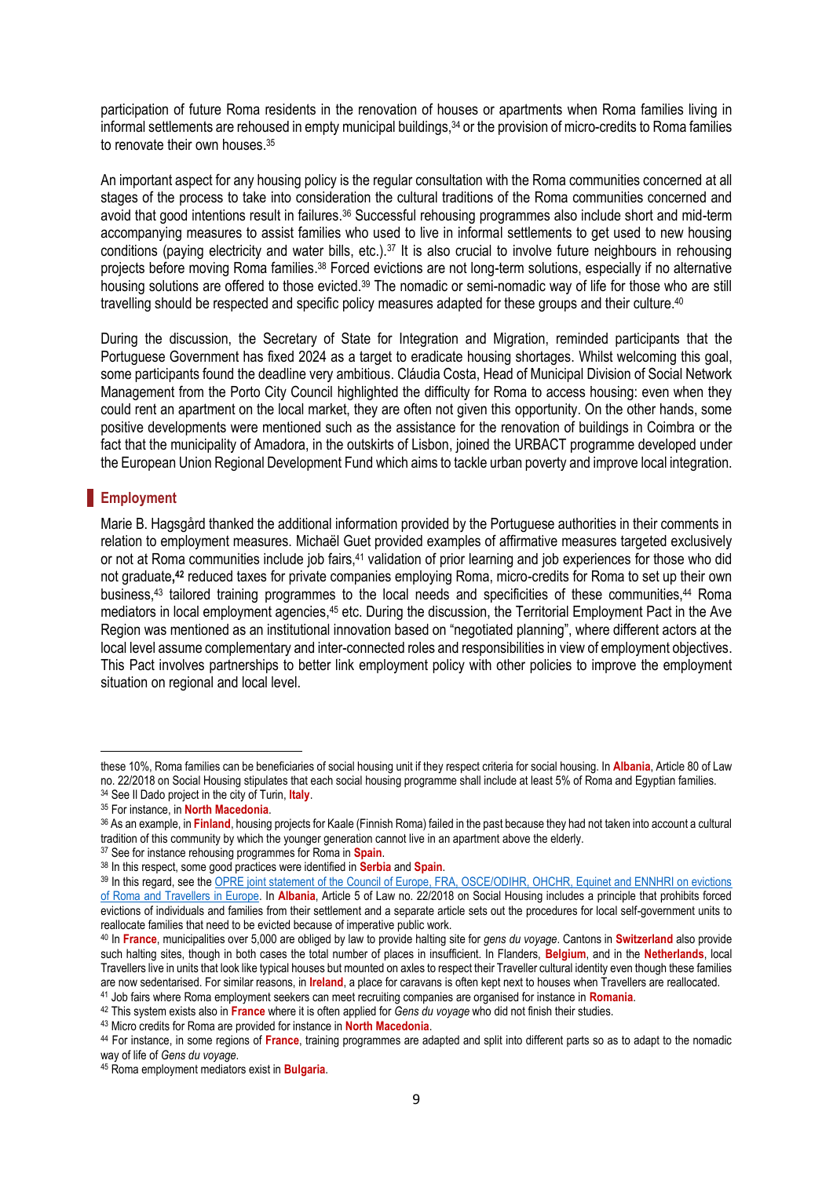participation of future Roma residents in the renovation of houses or apartments when Roma families living in informal settlements are rehoused in empty municipal buildings,[34] or the provision of micro-credits to Roma families to renovate their own houses.[35]

An important aspect for any housing policy is the regular consultation with the Roma communities concerned at all stages of the process to take into consideration the cultural traditions of the Roma communities concerned and avoid that good intentions result in failures.[36] Successful rehousing programmes also include short and mid-term accompanying measures to assist families who used to live in informal settlements to get used to new housing conditions (paying electricity and water bills, etc.).[37] It is also crucial to involve future neighbours in rehousing projects before moving Roma families.[38] Forced evictions are not long-term solutions, especially if no alternative housing solutions are offered to those evicted.[39] The nomadic or semi-nomadic way of life for those who are still travelling should be respected and specific policy measures adapted for these groups and their culture.[40]

During the discussion, the Secretary of State for Integration and Migration, reminded participants that the Portuguese Government has fixed 2024 as a target to eradicate housing shortages. Whilst welcoming this goal, some participants found the deadline very ambitious. Cláudia Costa, Head of Municipal Division of Social Network Management from the Porto City Council highlighted the difficulty for Roma to access housing: even when they could rent an apartment on the local market, they are often not given this opportunity. On the other hands, some positive developments were mentioned such as the assistance for the renovation of buildings in Coimbra or the fact that the municipality of Amadora, in the outskirts of Lisbon, joined the URBACT programme developed under the European Union Regional Development Fund which aims to tackle urban poverty and improve local integration.

## Employment

Marie B. Hagsgård thanked the additional information provided by the Portuguese authorities in their comments in relation to employment measures. Michaël Guet provided examples of affirmative measures targeted exclusively or not at Roma communities include job fairs,[41] validation of prior learning and job experiences for those who did not graduate,[42] reduced taxes for private companies employing Roma, micro-credits for Roma to set up their own business,[43] tailored training programmes to the local needs and specificities of these communities,[44] Roma mediators in local employment agencies,[45] etc. During the discussion, the Territorial Employment Pact in the Ave Region was mentioned as an institutional innovation based on "negotiated planning", where different actors at the local level assume complementary and inter-connected roles and responsibilities in view of employment objectives. This Pact involves partnerships to better link employment policy with other policies to improve the employment situation on regional and local level.

---

these 10%, Roma families can be beneficiaries of social housing unit if they respect criteria for social housing. In **Albania**, Article 80 of Law no. 22/2018 on Social Housing stipulates that each social housing programme shall include at least 5% of Roma and Egyptian families.

[34] See Il Dado project in the city of Turin, **Italy**.

[35] For instance, in **North Macedonia**.

[36] As an example, in **Finland**, housing projects for Kaale (Finnish Roma) failed in the past because they had not taken into account a cultural tradition of this community by which the younger generation cannot live in an apartment above the elderly.

[37] See for instance rehousing programmes for Roma in **Spain**.

[38] In this respect, some good practices were identified in **Serbia** and **Spain**.

[39] In this regard, see the OPRE joint statement of the Council of Europe, FRA, OSCE/ODIHR, OHCHR, Equinet and ENNHRI on evictions of Roma and Travellers in Europe. In **Albania**, Article 5 of Law no. 22/2018 on Social Housing includes a principle that prohibits forced evictions of individuals and families from their settlement and a separate article sets out the procedures for local self-government units to reallocate families that need to be evicted because of imperative public work.

[40] In **France**, municipalities over 5,000 are obliged by law to provide halting site for *gens du voyage*. Cantons in **Switzerland** also provide such halting sites, though in both cases the total number of places in insufficient. In Flanders, **Belgium**, and in the **Netherlands**, local Travellers live in units that look like typical houses but mounted on axles to respect their Traveller cultural identity even though these families are now sedentarised. For similar reasons, in **Ireland**, a place for caravans is often kept next to houses when Travellers are reallocated.

[41] Job fairs where Roma employment seekers can meet recruiting companies are organised for instance in **Romania**.

[42] This system exists also in **France** where it is often applied for *Gens du voyage* who did not finish their studies.

[43] Micro credits for Roma are provided for instance in **North Macedonia**.

[44] For instance, in some regions of **France**, training programmes are adapted and split into different parts so as to adapt to the nomadic way of life of *Gens du voyage*.

[45] Roma employment mediators exist in **Bulgaria**.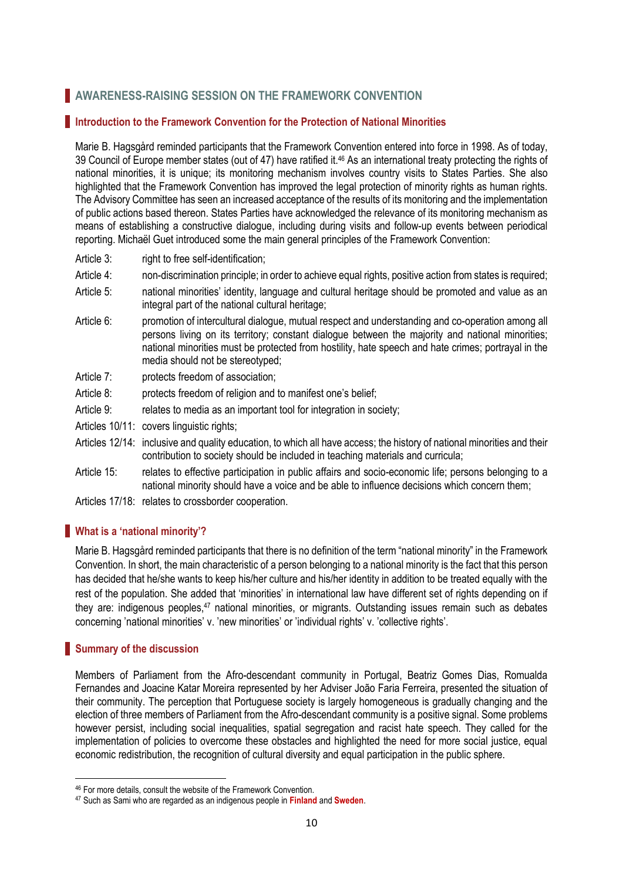## AWARENESS-RAISING SESSION ON THE FRAMEWORK CONVENTION

### Introduction to the Framework Convention for the Protection of National Minorities

Marie B. Hagsgård reminded participants that the Framework Convention entered into force in 1998. As of today, 39 Council of Europe member states (out of 47) have ratified it.[46] As an international treaty protecting the rights of national minorities, it is unique; its monitoring mechanism involves country visits to States Parties. She also highlighted that the Framework Convention has improved the legal protection of minority rights as human rights. The Advisory Committee has seen an increased acceptance of the results of its monitoring and the implementation of public actions based thereon. States Parties have acknowledged the relevance of its monitoring mechanism as means of establishing a constructive dialogue, including during visits and follow-up events between periodical reporting. Michaël Guet introduced some the main general principles of the Framework Convention:

- Article 3: right to free self-identification;
- Article 4: non-discrimination principle; in order to achieve equal rights, positive action from states is required;
- Article 5: national minorities' identity, language and cultural heritage should be promoted and value as an integral part of the national cultural heritage;
- Article 6: promotion of intercultural dialogue, mutual respect and understanding and co-operation among all persons living on its territory; constant dialogue between the majority and national minorities; national minorities must be protected from hostility, hate speech and hate crimes; portrayal in the media should not be stereotyped;
- Article 7: protects freedom of association;
- Article 8: protects freedom of religion and to manifest one's belief;
- Article 9: relates to media as an important tool for integration in society;
- Articles 10/11: covers linguistic rights;
- Articles 12/14: inclusive and quality education, to which all have access; the history of national minorities and their contribution to society should be included in teaching materials and curricula;
- Article 15: relates to effective participation in public affairs and socio-economic life; persons belonging to a national minority should have a voice and be able to influence decisions which concern them;
- Articles 17/18: relates to crossborder cooperation.

### What is a 'national minority'?

Marie B. Hagsgård reminded participants that there is no definition of the term "national minority" in the Framework Convention. In short, the main characteristic of a person belonging to a national minority is the fact that this person has decided that he/she wants to keep his/her culture and his/her identity in addition to be treated equally with the rest of the population. She added that 'minorities' in international law have different set of rights depending on if they are: indigenous peoples,[47] national minorities, or migrants. Outstanding issues remain such as debates concerning 'national minorities' v. 'new minorities' or 'individual rights' v. 'collective rights'.

### Summary of the discussion

Members of Parliament from the Afro-descendant community in Portugal, Beatriz Gomes Dias, Romualda Fernandes and Joacine Katar Moreira represented by her Adviser João Faria Ferreira, presented the situation of their community. The perception that Portuguese society is largely homogeneous is gradually changing and the election of three members of Parliament from the Afro-descendant community is a positive signal. Some problems however persist, including social inequalities, spatial segregation and racist hate speech. They called for the implementation of policies to overcome these obstacles and highlighted the need for more social justice, equal economic redistribution, the recognition of cultural diversity and equal participation in the public sphere.

---

[46] For more details, consult the website of the Framework Convention.

[47] Such as Sami who are regarded as an indigenous people in **Finland** and **Sweden**.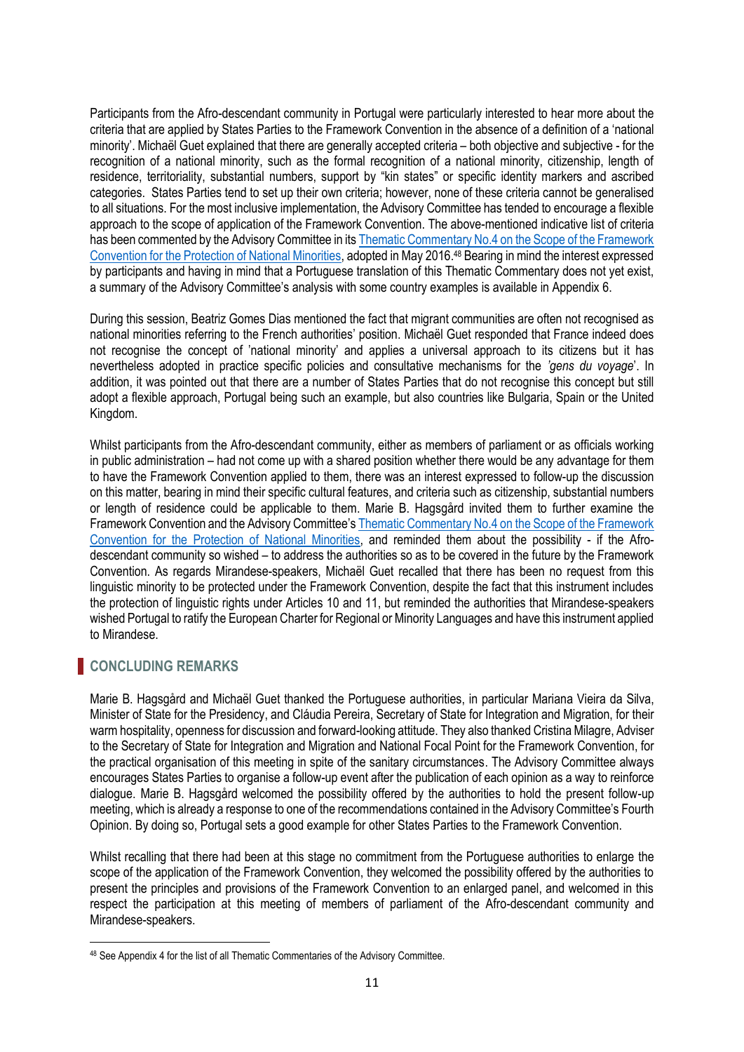Participants from the Afro-descendant community in Portugal were particularly interested to hear more about the criteria that are applied by States Parties to the Framework Convention in the absence of a definition of a 'national minority'. Michaël Guet explained that there are generally accepted criteria – both objective and subjective - for the recognition of a national minority, such as the formal recognition of a national minority, citizenship, length of residence, territoriality, substantial numbers, support by "kin states" or specific identity markers and ascribed categories. States Parties tend to set up their own criteria; however, none of these criteria cannot be generalised to all situations. For the most inclusive implementation, the Advisory Committee has tended to encourage a flexible approach to the scope of application of the Framework Convention. The above-mentioned indicative list of criteria has been commented by the Advisory Committee in its Thematic Commentary No.4 on the Scope of the Framework Convention for the Protection of National Minorities, adopted in May 2016.[48] Bearing in mind the interest expressed by participants and having in mind that a Portuguese translation of this Thematic Commentary does not yet exist, a summary of the Advisory Committee's analysis with some country examples is available in Appendix 6.

During this session, Beatriz Gomes Dias mentioned the fact that migrant communities are often not recognised as national minorities referring to the French authorities' position. Michaël Guet responded that France indeed does not recognise the concept of 'national minority' and applies a universal approach to its citizens but it has nevertheless adopted in practice specific policies and consultative mechanisms for the *'gens du voyage'*. In addition, it was pointed out that there are a number of States Parties that do not recognise this concept but still adopt a flexible approach, Portugal being such an example, but also countries like Bulgaria, Spain or the United Kingdom.

Whilst participants from the Afro-descendant community, either as members of parliament or as officials working in public administration – had not come up with a shared position whether there would be any advantage for them to have the Framework Convention applied to them, there was an interest expressed to follow-up the discussion on this matter, bearing in mind their specific cultural features, and criteria such as citizenship, substantial numbers or length of residence could be applicable to them. Marie B. Hagsgård invited them to further examine the Framework Convention and the Advisory Committee's Thematic Commentary No.4 on the Scope of the Framework Convention for the Protection of National Minorities, and reminded them about the possibility - if the Afro-descendant community so wished – to address the authorities so as to be covered in the future by the Framework Convention. As regards Mirandese-speakers, Michaël Guet recalled that there has been no request from this linguistic minority to be protected under the Framework Convention, despite the fact that this instrument includes the protection of linguistic rights under Articles 10 and 11, but reminded the authorities that Mirandese-speakers wished Portugal to ratify the European Charter for Regional or Minority Languages and have this instrument applied to Mirandese.

## CONCLUDING REMARKS

Marie B. Hagsgård and Michaël Guet thanked the Portuguese authorities, in particular Mariana Vieira da Silva, Minister of State for the Presidency, and Cláudia Pereira, Secretary of State for Integration and Migration, for their warm hospitality, openness for discussion and forward-looking attitude. They also thanked Cristina Milagre, Adviser to the Secretary of State for Integration and Migration and National Focal Point for the Framework Convention, for the practical organisation of this meeting in spite of the sanitary circumstances. The Advisory Committee always encourages States Parties to organise a follow-up event after the publication of each opinion as a way to reinforce dialogue. Marie B. Hagsgård welcomed the possibility offered by the authorities to hold the present follow-up meeting, which is already a response to one of the recommendations contained in the Advisory Committee's Fourth Opinion. By doing so, Portugal sets a good example for other States Parties to the Framework Convention.

Whilst recalling that there had been at this stage no commitment from the Portuguese authorities to enlarge the scope of the application of the Framework Convention, they welcomed the possibility offered by the authorities to present the principles and provisions of the Framework Convention to an enlarged panel, and welcomed in this respect the participation at this meeting of members of parliament of the Afro-descendant community and Mirandese-speakers.

[48] See Appendix 4 for the list of all Thematic Commentaries of the Advisory Committee.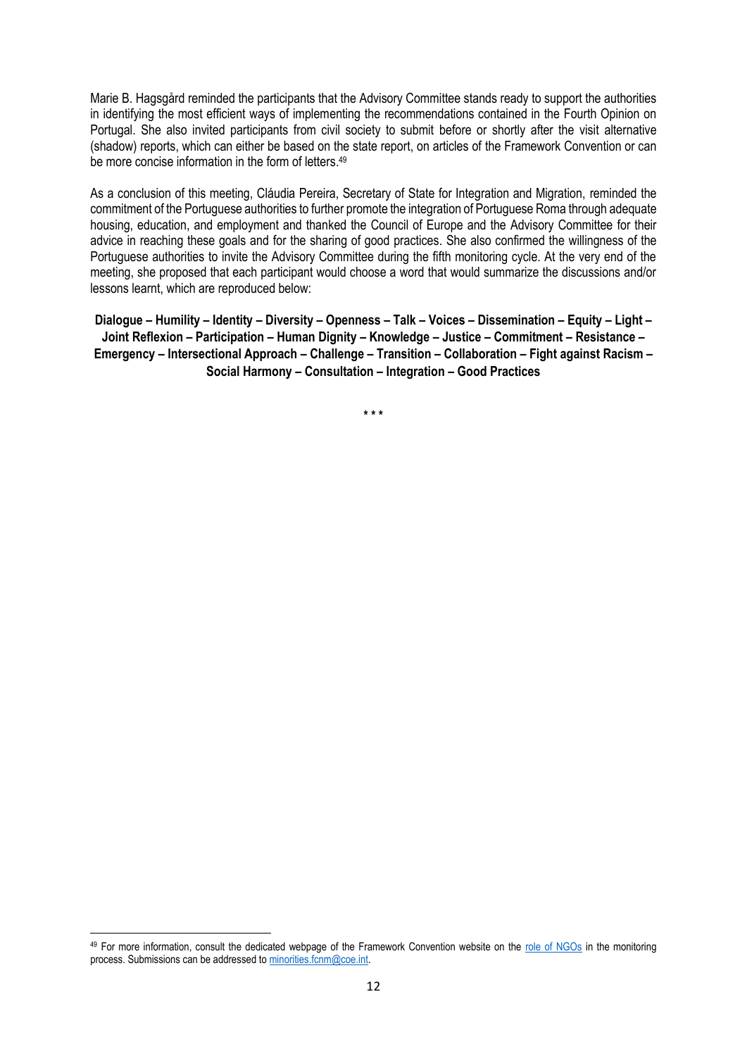Marie B. Hagsgård reminded the participants that the Advisory Committee stands ready to support the authorities in identifying the most efficient ways of implementing the recommendations contained in the Fourth Opinion on Portugal. She also invited participants from civil society to submit before or shortly after the visit alternative (shadow) reports, which can either be based on the state report, on articles of the Framework Convention or can be more concise information in the form of letters.[49]

As a conclusion of this meeting, Cláudia Pereira, Secretary of State for Integration and Migration, reminded the commitment of the Portuguese authorities to further promote the integration of Portuguese Roma through adequate housing, education, and employment and thanked the Council of Europe and the Advisory Committee for their advice in reaching these goals and for the sharing of good practices. She also confirmed the willingness of the Portuguese authorities to invite the Advisory Committee during the fifth monitoring cycle. At the very end of the meeting, she proposed that each participant would choose a word that would summarize the discussions and/or lessons learnt, which are reproduced below:

**Dialogue – Humility – Identity – Diversity – Openness – Talk – Voices – Dissemination – Equity – Light – Joint Reflexion – Participation – Human Dignity – Knowledge – Justice – Commitment – Resistance – Emergency – Intersectional Approach – Challenge – Transition – Collaboration – Fight against Racism – Social Harmony – Consultation – Integration – Good Practices**

\* \* \*

[49] For more information, consult the dedicated webpage of the Framework Convention website on the role of NGOs in the monitoring process. Submissions can be addressed to minorities.fcnm@coe.int.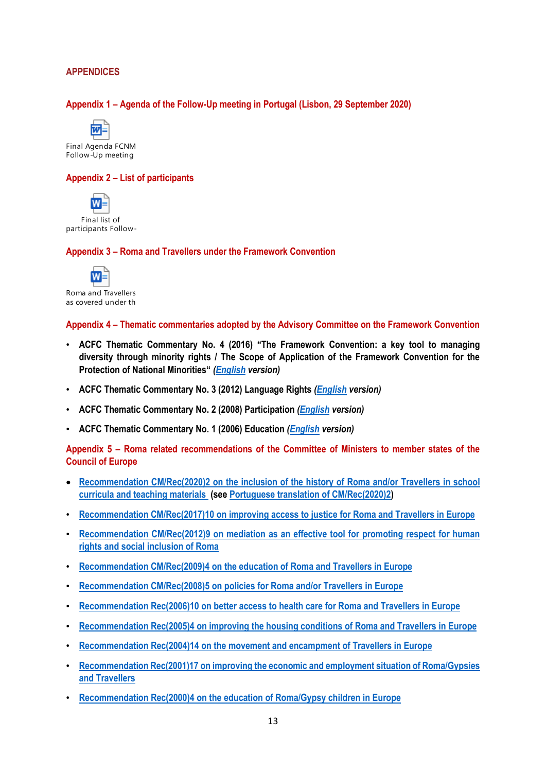## APPENDICES

### Appendix 1 – Agenda of the Follow-Up meeting in Portugal (Lisbon, 29 September 2020)

Final Agenda FCNM Follow-Up meeting

### Appendix 2 – List of participants

Final list of participants Follow-

### Appendix 3 – Roma and Travellers under the Framework Convention

Roma and Travellers as covered under th

### Appendix 4 – Thematic commentaries adopted by the Advisory Committee on the Framework Convention

- **ACFC Thematic Commentary No. 4 (2016) "The Framework Convention: a key tool to managing diversity through minority rights / The Scope of Application of the Framework Convention for the Protection of National Minorities"** ***(English version)***
- **ACFC Thematic Commentary No. 3 (2012) Language Rights** ***(English version)***
- **ACFC Thematic Commentary No. 2 (2008) Participation** ***(English version)***
- **ACFC Thematic Commentary No. 1 (2006) Education** ***(English version)***

### Appendix 5 – Roma related recommendations of the Committee of Ministers to member states of the Council of Europe

- **Recommendation CM/Rec(2020)2 on the inclusion of the history of Roma and/or Travellers in school curricula and teaching materials (see Portuguese translation of CM/Rec(2020)2)**
- **Recommendation CM/Rec(2017)10 on improving access to justice for Roma and Travellers in Europe**
- **Recommendation CM/Rec(2012)9 on mediation as an effective tool for promoting respect for human rights and social inclusion of Roma**
- **Recommendation CM/Rec(2009)4 on the education of Roma and Travellers in Europe**
- **Recommendation CM/Rec(2008)5 on policies for Roma and/or Travellers in Europe**
- **Recommendation Rec(2006)10 on better access to health care for Roma and Travellers in Europe**
- **Recommendation Rec(2005)4 on improving the housing conditions of Roma and Travellers in Europe**
- **Recommendation Rec(2004)14 on the movement and encampment of Travellers in Europe**
- **Recommendation Rec(2001)17 on improving the economic and employment situation of Roma/Gypsies and Travellers**
- **Recommendation Rec(2000)4 on the education of Roma/Gypsy children in Europe**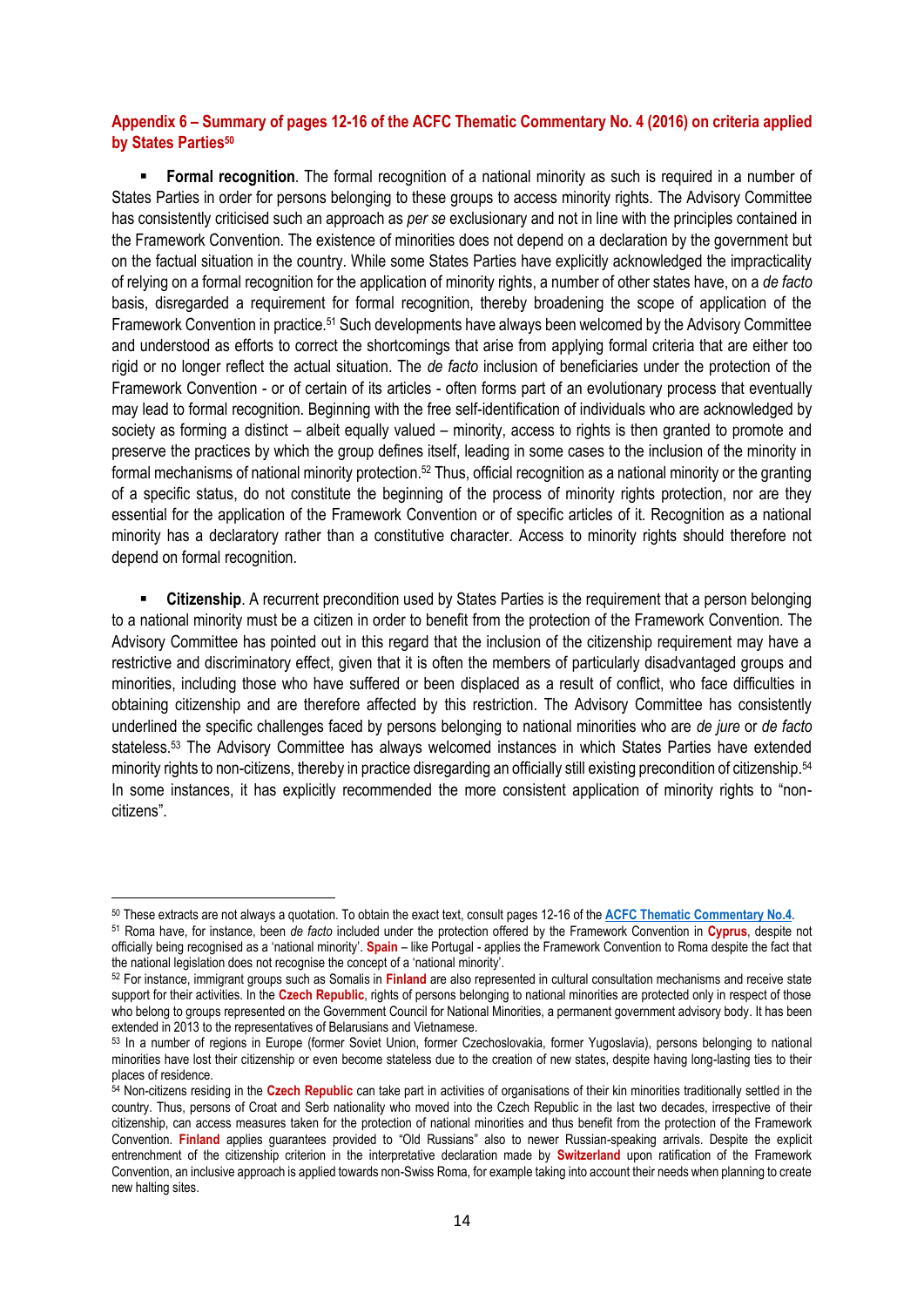### Appendix 6 – Summary of pages 12-16 of the ACFC Thematic Commentary No. 4 (2016) on criteria applied by States Parties[50]

- **Formal recognition**. The formal recognition of a national minority as such is required in a number of States Parties in order for persons belonging to these groups to access minority rights. The Advisory Committee has consistently criticised such an approach as *per se* exclusionary and not in line with the principles contained in the Framework Convention. The existence of minorities does not depend on a declaration by the government but on the factual situation in the country. While some States Parties have explicitly acknowledged the impracticality of relying on a formal recognition for the application of minority rights, a number of other states have, on a *de facto* basis, disregarded a requirement for formal recognition, thereby broadening the scope of application of the Framework Convention in practice.[51] Such developments have always been welcomed by the Advisory Committee and understood as efforts to correct the shortcomings that arise from applying formal criteria that are either too rigid or no longer reflect the actual situation. The *de facto* inclusion of beneficiaries under the protection of the Framework Convention - or of certain of its articles - often forms part of an evolutionary process that eventually may lead to formal recognition. Beginning with the free self-identification of individuals who are acknowledged by society as forming a distinct – albeit equally valued – minority, access to rights is then granted to promote and preserve the practices by which the group defines itself, leading in some cases to the inclusion of the minority in formal mechanisms of national minority protection.[52] Thus, official recognition as a national minority or the granting of a specific status, do not constitute the beginning of the process of minority rights protection, nor are they essential for the application of the Framework Convention or of specific articles of it. Recognition as a national minority has a declaratory rather than a constitutive character. Access to minority rights should therefore not depend on formal recognition.

- **Citizenship**. A recurrent precondition used by States Parties is the requirement that a person belonging to a national minority must be a citizen in order to benefit from the protection of the Framework Convention. The Advisory Committee has pointed out in this regard that the inclusion of the citizenship requirement may have a restrictive and discriminatory effect, given that it is often the members of particularly disadvantaged groups and minorities, including those who have suffered or been displaced as a result of conflict, who face difficulties in obtaining citizenship and are therefore affected by this restriction. The Advisory Committee has consistently underlined the specific challenges faced by persons belonging to national minorities who are *de jure* or *de facto* stateless.[53] The Advisory Committee has always welcomed instances in which States Parties have extended minority rights to non-citizens, thereby in practice disregarding an officially still existing precondition of citizenship.[54] In some instances, it has explicitly recommended the more consistent application of minority rights to "non-citizens".

---

[50] These extracts are not always a quotation. To obtain the exact text, consult pages 12-16 of the **ACFC Thematic Commentary No.4**.

[51] Roma have, for instance, been *de facto* included under the protection offered by the Framework Convention in **Cyprus**, despite not officially being recognised as a 'national minority'. **Spain** – like Portugal - applies the Framework Convention to Roma despite the fact that the national legislation does not recognise the concept of a 'national minority'.

[52] For instance, immigrant groups such as Somalis in **Finland** are also represented in cultural consultation mechanisms and receive state support for their activities. In the **Czech Republic**, rights of persons belonging to national minorities are protected only in respect of those who belong to groups represented on the Government Council for National Minorities, a permanent government advisory body. It has been extended in 2013 to the representatives of Belarusians and Vietnamese.

[53] In a number of regions in Europe (former Soviet Union, former Czechoslovakia, former Yugoslavia), persons belonging to national minorities have lost their citizenship or even become stateless due to the creation of new states, despite having long-lasting ties to their places of residence.

[54] Non-citizens residing in the **Czech Republic** can take part in activities of organisations of their kin minorities traditionally settled in the country. Thus, persons of Croat and Serb nationality who moved into the Czech Republic in the last two decades, irrespective of their citizenship, can access measures taken for the protection of national minorities and thus benefit from the protection of the Framework Convention. **Finland** applies guarantees provided to "Old Russians" also to newer Russian-speaking arrivals. Despite the explicit entrenchment of the citizenship criterion in the interpretative declaration made by **Switzerland** upon ratification of the Framework Convention, an inclusive approach is applied towards non-Swiss Roma, for example taking into account their needs when planning to create new halting sites.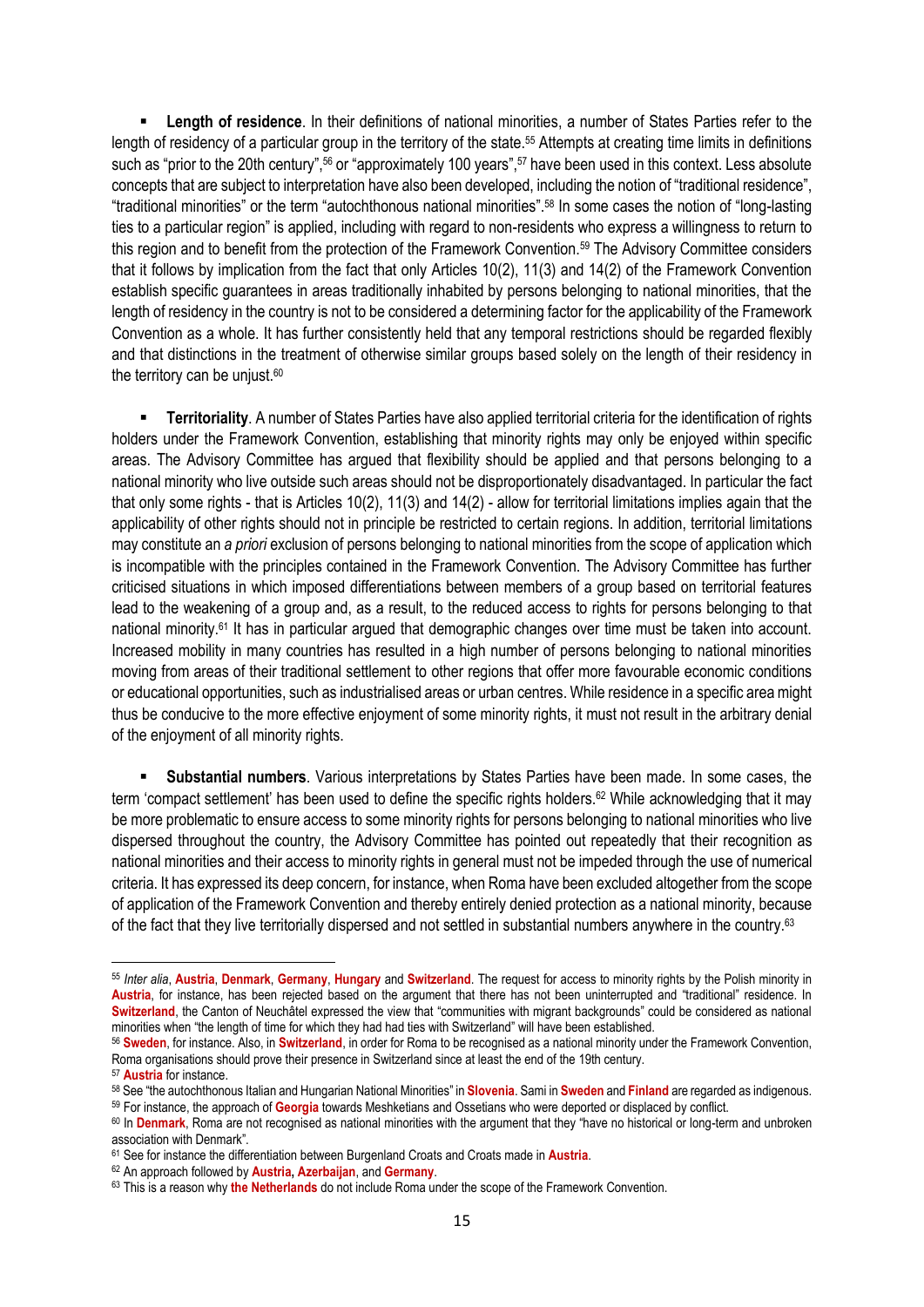- **Length of residence**. In their definitions of national minorities, a number of States Parties refer to the length of residency of a particular group in the territory of the state.[55] Attempts at creating time limits in definitions such as "prior to the 20th century",[56] or "approximately 100 years",[57] have been used in this context. Less absolute concepts that are subject to interpretation have also been developed, including the notion of "traditional residence", "traditional minorities" or the term "autochthonous national minorities".[58] In some cases the notion of "long-lasting ties to a particular region" is applied, including with regard to non-residents who express a willingness to return to this region and to benefit from the protection of the Framework Convention.[59] The Advisory Committee considers that it follows by implication from the fact that only Articles 10(2), 11(3) and 14(2) of the Framework Convention establish specific guarantees in areas traditionally inhabited by persons belonging to national minorities, that the length of residency in the country is not to be considered a determining factor for the applicability of the Framework Convention as a whole. It has further consistently held that any temporal restrictions should be regarded flexibly and that distinctions in the treatment of otherwise similar groups based solely on the length of their residency in the territory can be unjust.[60]

- **Territoriality**. A number of States Parties have also applied territorial criteria for the identification of rights holders under the Framework Convention, establishing that minority rights may only be enjoyed within specific areas. The Advisory Committee has argued that flexibility should be applied and that persons belonging to a national minority who live outside such areas should not be disproportionately disadvantaged. In particular the fact that only some rights - that is Articles 10(2), 11(3) and 14(2) - allow for territorial limitations implies again that the applicability of other rights should not in principle be restricted to certain regions. In addition, territorial limitations may constitute an *a priori* exclusion of persons belonging to national minorities from the scope of application which is incompatible with the principles contained in the Framework Convention. The Advisory Committee has further criticised situations in which imposed differentiations between members of a group based on territorial features lead to the weakening of a group and, as a result, to the reduced access to rights for persons belonging to that national minority.[61] It has in particular argued that demographic changes over time must be taken into account. Increased mobility in many countries has resulted in a high number of persons belonging to national minorities moving from areas of their traditional settlement to other regions that offer more favourable economic conditions or educational opportunities, such as industrialised areas or urban centres. While residence in a specific area might thus be conducive to the more effective enjoyment of some minority rights, it must not result in the arbitrary denial of the enjoyment of all minority rights.

- **Substantial numbers**. Various interpretations by States Parties have been made. In some cases, the term 'compact settlement' has been used to define the specific rights holders.[62] While acknowledging that it may be more problematic to ensure access to some minority rights for persons belonging to national minorities who live dispersed throughout the country, the Advisory Committee has pointed out repeatedly that their recognition as national minorities and their access to minority rights in general must not be impeded through the use of numerical criteria. It has expressed its deep concern, for instance, when Roma have been excluded altogether from the scope of application of the Framework Convention and thereby entirely denied protection as a national minority, because of the fact that they live territorially dispersed and not settled in substantial numbers anywhere in the country.[63]

---

[55] *Inter alia*, **Austria**, **Denmark**, **Germany**, **Hungary** and **Switzerland**. The request for access to minority rights by the Polish minority in **Austria**, for instance, has been rejected based on the argument that there has not been uninterrupted and "traditional" residence. In **Switzerland**, the Canton of Neuchâtel expressed the view that "communities with migrant backgrounds" could be considered as national minorities when "the length of time for which they had had ties with Switzerland" will have been established.

[56] **Sweden**, for instance. Also, in **Switzerland**, in order for Roma to be recognised as a national minority under the Framework Convention, Roma organisations should prove their presence in Switzerland since at least the end of the 19th century.

[57] **Austria** for instance.

[58] See "the autochthonous Italian and Hungarian National Minorities" in **Slovenia**. Sami in **Sweden** and **Finland** are regarded as indigenous.

[59] For instance, the approach of **Georgia** towards Meshketians and Ossetians who were deported or displaced by conflict.

[60] In **Denmark**, Roma are not recognised as national minorities with the argument that they "have no historical or long-term and unbroken association with Denmark".

[61] See for instance the differentiation between Burgenland Croats and Croats made in **Austria**.

[62] An approach followed by **Austria, Azerbaijan**, and **Germany**.

[63] This is a reason why **the Netherlands** do not include Roma under the scope of the Framework Convention.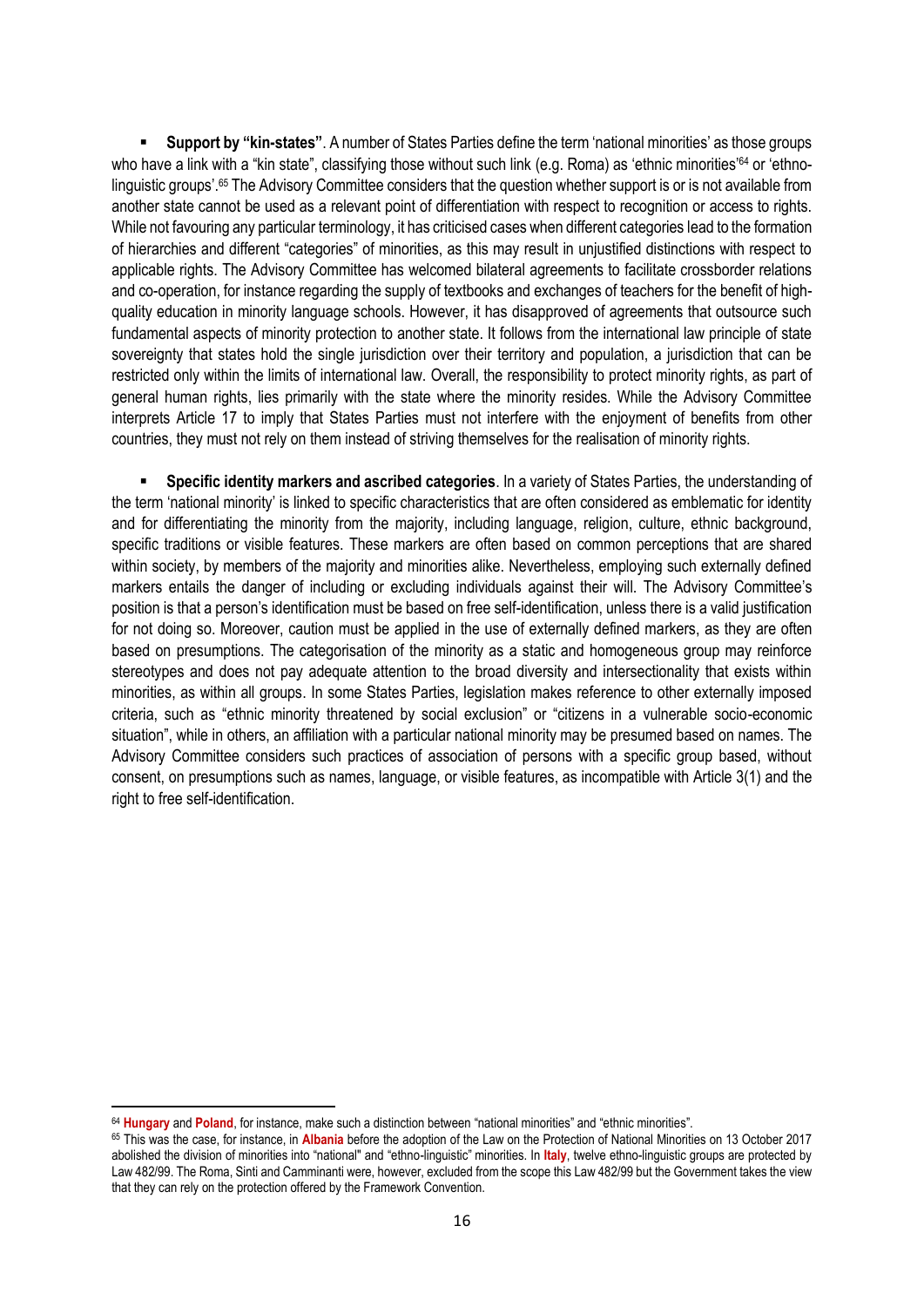- **Support by "kin-states"**. A number of States Parties define the term 'national minorities' as those groups who have a link with a "kin state", classifying those without such link (e.g. Roma) as 'ethnic minorities'[64] or 'ethno-linguistic groups'.[65] The Advisory Committee considers that the question whether support is or is not available from another state cannot be used as a relevant point of differentiation with respect to recognition or access to rights. While not favouring any particular terminology, it has criticised cases when different categories lead to the formation of hierarchies and different "categories" of minorities, as this may result in unjustified distinctions with respect to applicable rights. The Advisory Committee has welcomed bilateral agreements to facilitate crossborder relations and co-operation, for instance regarding the supply of textbooks and exchanges of teachers for the benefit of high-quality education in minority language schools. However, it has disapproved of agreements that outsource such fundamental aspects of minority protection to another state. It follows from the international law principle of state sovereignty that states hold the single jurisdiction over their territory and population, a jurisdiction that can be restricted only within the limits of international law. Overall, the responsibility to protect minority rights, as part of general human rights, lies primarily with the state where the minority resides. While the Advisory Committee interprets Article 17 to imply that States Parties must not interfere with the enjoyment of benefits from other countries, they must not rely on them instead of striving themselves for the realisation of minority rights.

- **Specific identity markers and ascribed categories**. In a variety of States Parties, the understanding of the term 'national minority' is linked to specific characteristics that are often considered as emblematic for identity and for differentiating the minority from the majority, including language, religion, culture, ethnic background, specific traditions or visible features. These markers are often based on common perceptions that are shared within society, by members of the majority and minorities alike. Nevertheless, employing such externally defined markers entails the danger of including or excluding individuals against their will. The Advisory Committee's position is that a person's identification must be based on free self-identification, unless there is a valid justification for not doing so. Moreover, caution must be applied in the use of externally defined markers, as they are often based on presumptions. The categorisation of the minority as a static and homogeneous group may reinforce stereotypes and does not pay adequate attention to the broad diversity and intersectionality that exists within minorities, as within all groups. In some States Parties, legislation makes reference to other externally imposed criteria, such as "ethnic minority threatened by social exclusion" or "citizens in a vulnerable socio-economic situation", while in others, an affiliation with a particular national minority may be presumed based on names. The Advisory Committee considers such practices of association of persons with a specific group based, without consent, on presumptions such as names, language, or visible features, as incompatible with Article 3(1) and the right to free self-identification.

---

[64] **Hungary** and **Poland**, for instance, make such a distinction between "national minorities" and "ethnic minorities".

[65] This was the case, for instance, in **Albania** before the adoption of the Law on the Protection of National Minorities on 13 October 2017 abolished the division of minorities into "national" and "ethno-linguistic" minorities. In **Italy**, twelve ethno-linguistic groups are protected by Law 482/99. The Roma, Sinti and Camminanti were, however, excluded from the scope this Law 482/99 but the Government takes the view that they can rely on the protection offered by the Framework Convention.